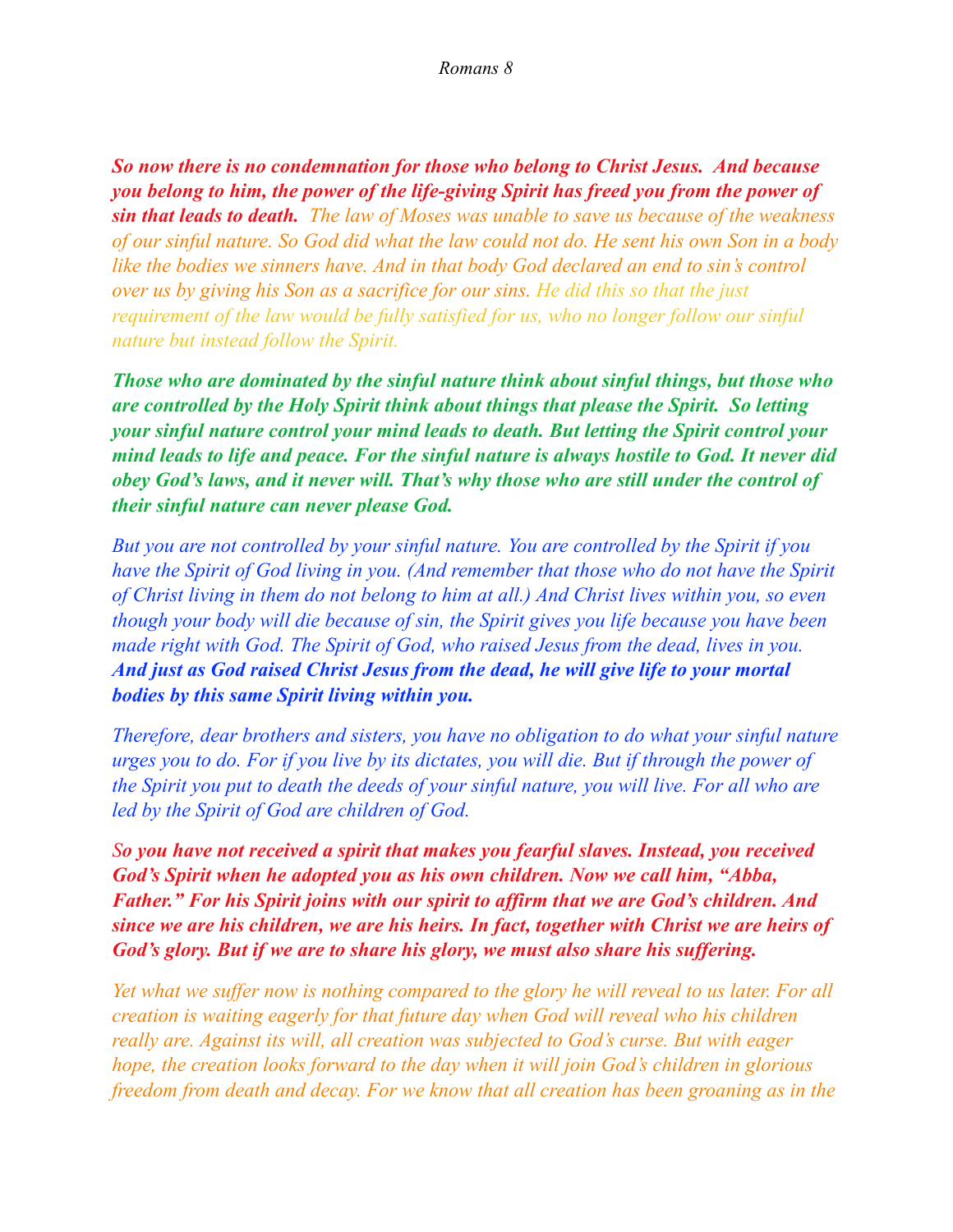*Romans 8*

***So now there is no condemnation for those who belong to Christ Jesus. And because you belong to him, the power of the life-giving Spirit has freed you from the power of sin that leads to death.*** *The law of Moses was unable to save us because of the weakness of our sinful nature. So God did what the law could not do. He sent his own Son in a body like the bodies we sinners have. And in that body God declared an end to sin's control over us by giving his Son as a sacrifice for our sins. He did this so that the just requirement of the law would be fully satisfied for us, who no longer follow our sinful nature but instead follow the Spirit.*

***Those who are dominated by the sinful nature think about sinful things, but those who are controlled by the Holy Spirit think about things that please the Spirit. So letting your sinful nature control your mind leads to death. But letting the Spirit control your mind leads to life and peace. For the sinful nature is always hostile to God. It never did obey God's laws, and it never will. That's why those who are still under the control of their sinful nature can never please God.***

*But you are not controlled by your sinful nature. You are controlled by the Spirit if you have the Spirit of God living in you. (And remember that those who do not have the Spirit of Christ living in them do not belong to him at all.) And Christ lives within you, so even though your body will die because of sin, the Spirit gives you life because you have been made right with God. The Spirit of God, who raised Jesus from the dead, lives in you.* ***And just as God raised Christ Jesus from the dead, he will give life to your mortal bodies by this same Spirit living within you.***

*Therefore, dear brothers and sisters, you have no obligation to do what your sinful nature urges you to do. For if you live by its dictates, you will die. But if through the power of the Spirit you put to death the deeds of your sinful nature, you will live. For all who are led by the Spirit of God are children of God.*

***So you have not received a spirit that makes you fearful slaves. Instead, you received God's Spirit when he adopted you as his own children. Now we call him, "Abba, Father." For his Spirit joins with our spirit to affirm that we are God's children. And since we are his children, we are his heirs. In fact, together with Christ we are heirs of God's glory. But if we are to share his glory, we must also share his suffering.***

*Yet what we suffer now is nothing compared to the glory he will reveal to us later. For all creation is waiting eagerly for that future day when God will reveal who his children really are. Against its will, all creation was subjected to God's curse. But with eager hope, the creation looks forward to the day when it will join God's children in glorious freedom from death and decay. For we know that all creation has been groaning as in the*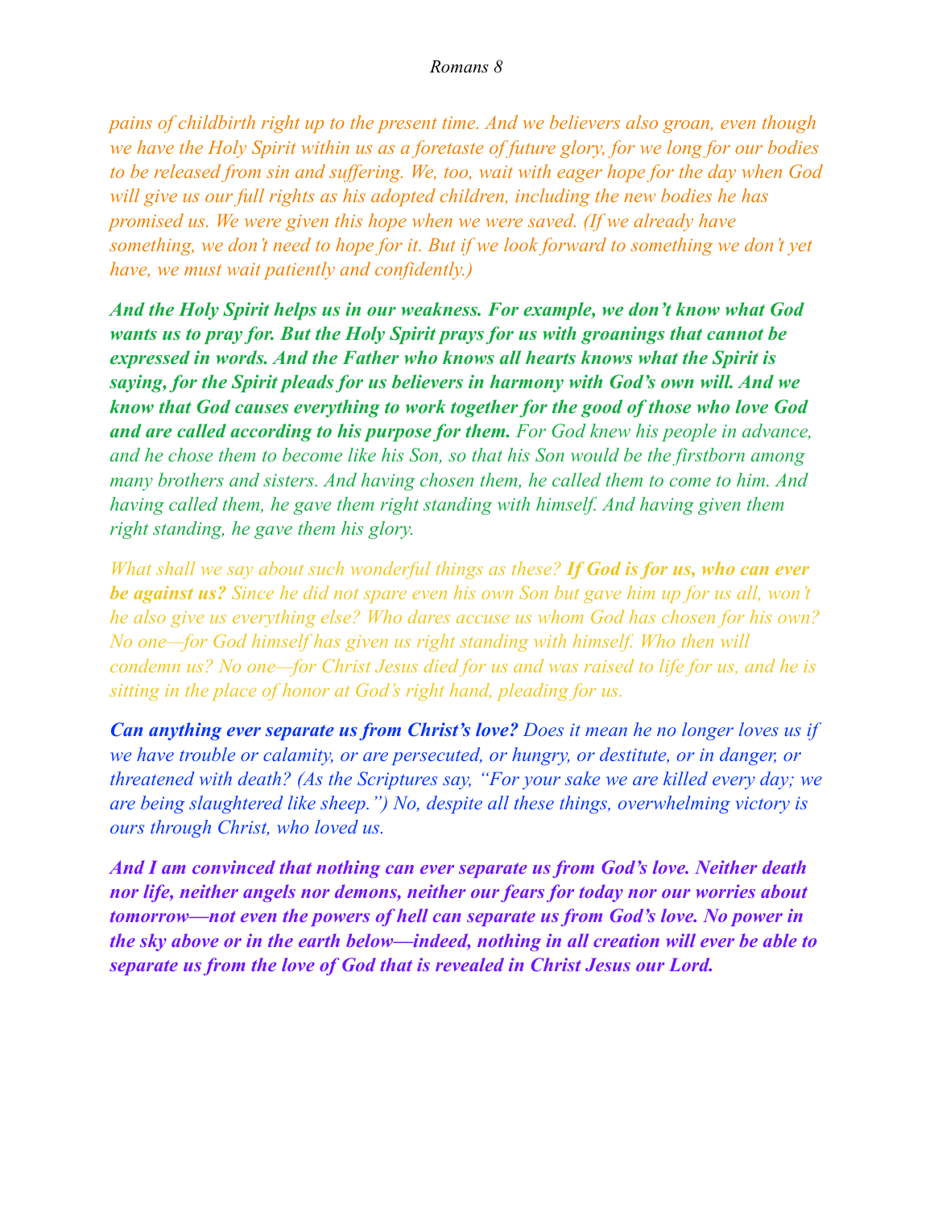*pains of childbirth right up to the present time. And we believers also groan, even though we have the Holy Spirit within us as a foretaste of future glory, for we long for our bodies to be released from sin and suffering. We, too, wait with eager hope for the day when God will give us our full rights as his adopted children, including the new bodies he has promised us. We were given this hope when we were saved. (If we already have something, we don't need to hope for it. But if we look forward to something we don't yet have, we must wait patiently and confidently.)*

***And the Holy Spirit helps us in our weakness. For example, we don't know what God wants us to pray for. But the Holy Spirit prays for us with groanings that cannot be expressed in words. And the Father who knows all hearts knows what the Spirit is saying, for the Spirit pleads for us believers in harmony with God's own will. And we know that God causes everything to work together for the good of those who love God and are called according to his purpose for them.*** *For God knew his people in advance, and he chose them to become like his Son, so that his Son would be the firstborn among many brothers and sisters. And having chosen them, he called them to come to him. And having called them, he gave them right standing with himself. And having given them right standing, he gave them his glory.*

*What shall we say about such wonderful things as these?* ***If God is for us, who can ever be against us?*** *Since he did not spare even his own Son but gave him up for us all, won't he also give us everything else? Who dares accuse us whom God has chosen for his own? No one—for God himself has given us right standing with himself. Who then will condemn us? No one—for Christ Jesus died for us and was raised to life for us, and he is sitting in the place of honor at God's right hand, pleading for us.*

***Can anything ever separate us from Christ's love?*** *Does it mean he no longer loves us if we have trouble or calamity, or are persecuted, or hungry, or destitute, or in danger, or threatened with death? (As the Scriptures say, "For your sake we are killed every day; we are being slaughtered like sheep.") No, despite all these things, overwhelming victory is ours through Christ, who loved us.*

***And I am convinced that nothing can ever separate us from God's love. Neither death nor life, neither angels nor demons, neither our fears for today nor our worries about tomorrow—not even the powers of hell can separate us from God's love. No power in the sky above or in the earth below—indeed, nothing in all creation will ever be able to separate us from the love of God that is revealed in Christ Jesus our Lord.***